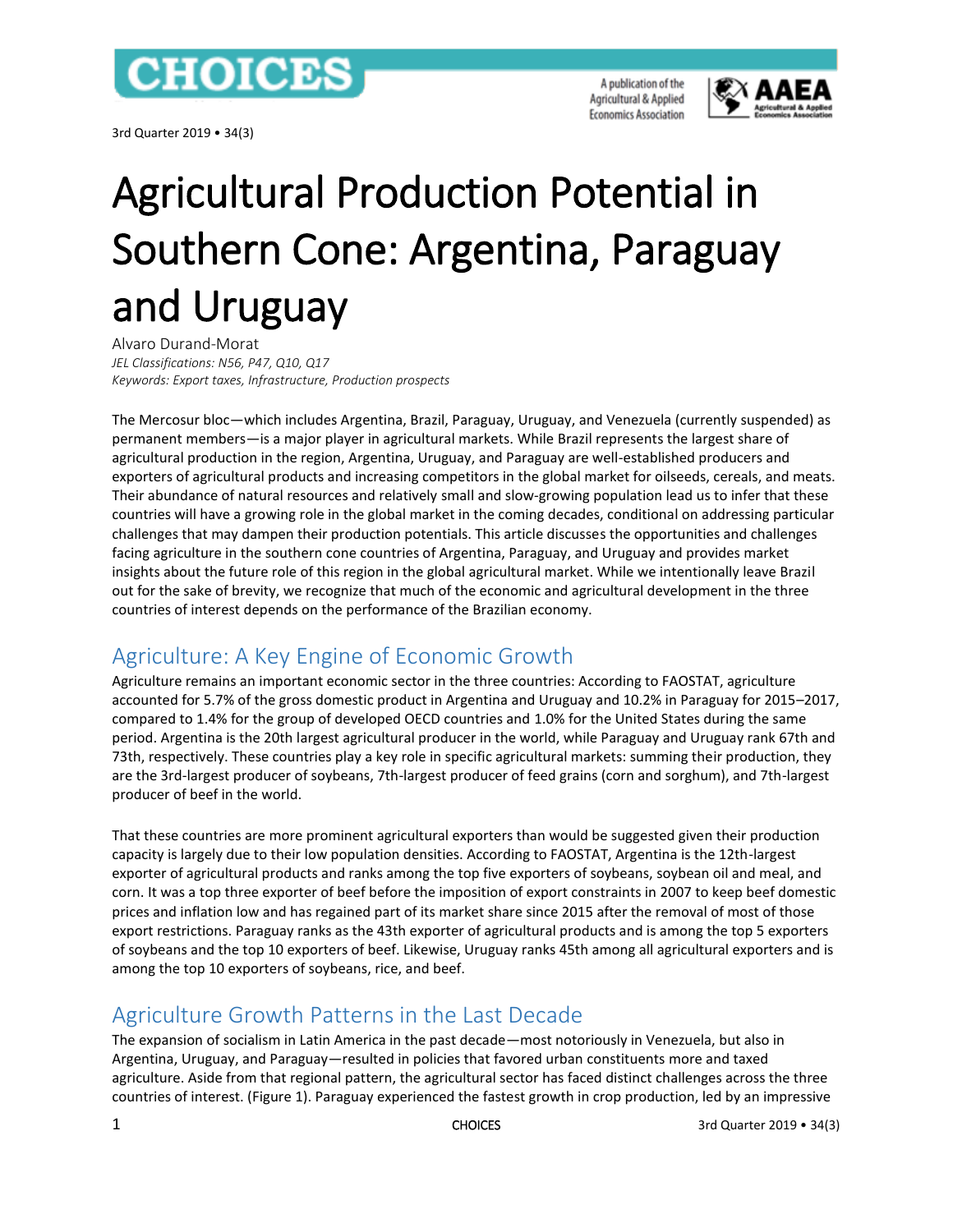# Agricultural Production Potential in Southern Cone: Argentina, Paraguay and Uruguay

Alvaro Durand-Morat

*JEL Classifications: N56, P47, Q10, Q17*

*Keywords: Export taxes, Infrastructure, Production prospects*

The Mercosur bloc—which includes Argentina, Brazil, Paraguay, Uruguay, and Venezuela (currently suspended) as permanent members—is a major player in agricultural markets. While Brazil represents the largest share of agricultural production in the region, Argentina, Uruguay, and Paraguay are well-established producers and exporters of agricultural products and increasing competitors in the global market for oilseeds, cereals, and meats. Their abundance of natural resources and relatively small and slow-growing population lead us to infer that these countries will have a growing role in the global market in the coming decades, conditional on addressing particular challenges that may dampen their production potentials. This article discusses the opportunities and challenges facing agriculture in the southern cone countries of Argentina, Paraguay, and Uruguay and provides market insights about the future role of this region in the global agricultural market. While we intentionally leave Brazil out for the sake of brevity, we recognize that much of the economic and agricultural development in the three countries of interest depends on the performance of the Brazilian economy.

## Agriculture: A Key Engine of Economic Growth

Agriculture remains an important economic sector in the three countries: According to FAOSTAT, agriculture accounted for 5.7% of the gross domestic product in Argentina and Uruguay and 10.2% in Paraguay for 2015–2017, compared to 1.4% for the group of developed OECD countries and 1.0% for the United States during the same period. Argentina is the 20th largest agricultural producer in the world, while Paraguay and Uruguay rank 67th and 73th, respectively. These countries play a key role in specific agricultural markets: summing their production, they are the 3rd-largest producer of soybeans, 7th-largest producer of feed grains (corn and sorghum), and 7th-largest producer of beef in the world.

That these countries are more prominent agricultural exporters than would be suggested given their production capacity is largely due to their low population densities. According to FAOSTAT, Argentina is the 12th-largest exporter of agricultural products and ranks among the top five exporters of soybeans, soybean oil and meal, and corn. It was a top three exporter of beef before the imposition of export constraints in 2007 to keep beef domestic prices and inflation low and has regained part of its market share since 2015 after the removal of most of those export restrictions. Paraguay ranks as the 43th exporter of agricultural products and is among the top 5 exporters of soybeans and the top 10 exporters of beef. Likewise, Uruguay ranks 45th among all agricultural exporters and is among the top 10 exporters of soybeans, rice, and beef.

## Agriculture Growth Patterns in the Last Decade

The expansion of socialism in Latin America in the past decade—most notoriously in Venezuela, but also in Argentina, Uruguay, and Paraguay—resulted in policies that favored urban constituents more and taxed agriculture. Aside from that regional pattern, the agricultural sector has faced distinct challenges across the three countries of interest. (Figure 1). Paraguay experienced the fastest growth in crop production, led by an impressive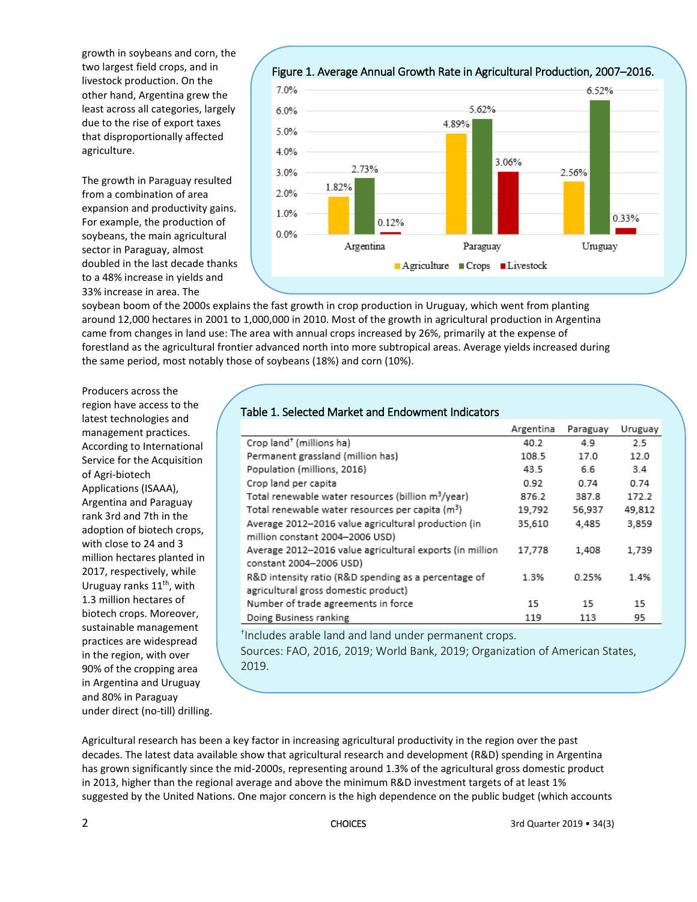growth in soybeans and corn, the two largest field crops, and in livestock production. On the other hand, Argentina grew the least across all categories, largely due to the rise of export taxes that disproportionally affected agriculture.

The growth in Paraguay resulted from a combination of area expansion and productivity gains. For example, the production of soybeans, the main agricultural sector in Paraguay, almost doubled in the last decade thanks to a 48% increase in yields and 33% increase in area. The soybean boom of the 2000s explains the fast growth in crop production in Uruguay, which went from planting around 12,000 hectares in 2001 to 1,000,000 in 2010. Most of the growth in agricultural production in Argentina came from changes in land use: The area with annual crops increased by 26%, primarily at the expense of forestland as the agricultural frontier advanced north into more subtropical areas. Average yields increased during the same period, most notably those of soybeans (18%) and corn (10%).

Figure 1. Average Annual Growth Rate in Agricultural Production, 2007–2016.

| | Agriculture | Crops | Livestock |
|---|---|---|---|
| Argentina | 1.82% | 2.73% | 0.12% |
| Paraguay | 4.89% | 5.62% | 3.06% |
| Uruguay | 2.56% | 6.52% | 0.33% |

Producers across the region have access to the latest technologies and management practices. According to International Service for the Acquisition of Agri-biotech Applications (ISAAA), Argentina and Paraguay rank 3rd and 7th in the adoption of biotech crops, with close to 24 and 3 million hectares planted in 2017, respectively, while Uruguay ranks 11th, with 1.3 million hectares of biotech crops. Moreover, sustainable management practices are widespread in the region, with over 90% of the cropping area in Argentina and Uruguay and 80% in Paraguay under direct (no-till) drilling.

Table 1. Selected Market and Endowment Indicators

| | Argentina | Paraguay | Uruguay |
|---|---|---|---|
| Crop land† (millions ha) | 40.2 | 4.9 | 2.5 |
| Permanent grassland (million has) | 108.5 | 17.0 | 12.0 |
| Population (millions, 2016) | 43.5 | 6.6 | 3.4 |
| Crop land per capita | 0.92 | 0.74 | 0.74 |
| Total renewable water resources (billion $m^3$/year) | 876.2 | 387.8 | 172.2 |
| Total renewable water resources per capita ($m^3$) | 19,792 | 56,937 | 49,812 |
| Average 2012–2016 value agricultural production (in million constant 2004–2006 USD) | 35,610 | 4,485 | 3,859 |
| Average 2012–2016 value agricultural exports (in million constant 2004–2006 USD) | 17,778 | 1,408 | 1,739 |
| R&D intensity ratio (R&D spending as a percentage of agricultural gross domestic product) | 1.3% | 0.25% | 1.4% |
| Number of trade agreements in force | 15 | 15 | 15 |
| Doing Business ranking | 119 | 113 | 95 |

†Includes arable land and land under permanent crops.
Sources: FAO, 2016, 2019; World Bank, 2019; Organization of American States, 2019.

Agricultural research has been a key factor in increasing agricultural productivity in the region over the past decades. The latest data available show that agricultural research and development (R&D) spending in Argentina has grown significantly since the mid-2000s, representing around 1.3% of the agricultural gross domestic product in 2013, higher than the regional average and above the minimum R&D investment targets of at least 1% suggested by the United Nations. One major concern is the high dependence on the public budget (which accounts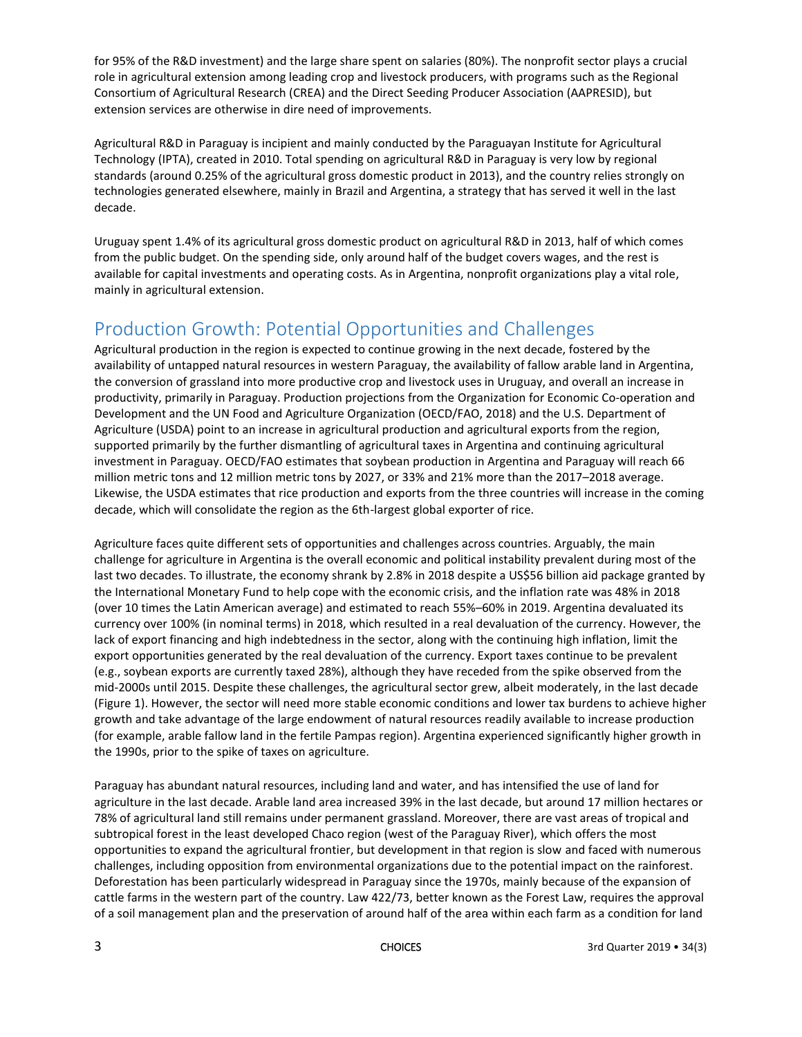for 95% of the R&D investment) and the large share spent on salaries (80%). The nonprofit sector plays a crucial role in agricultural extension among leading crop and livestock producers, with programs such as the Regional Consortium of Agricultural Research (CREA) and the Direct Seeding Producer Association (AAPRESID), but extension services are otherwise in dire need of improvements.

Agricultural R&D in Paraguay is incipient and mainly conducted by the Paraguayan Institute for Agricultural Technology (IPTA), created in 2010. Total spending on agricultural R&D in Paraguay is very low by regional standards (around 0.25% of the agricultural gross domestic product in 2013), and the country relies strongly on technologies generated elsewhere, mainly in Brazil and Argentina, a strategy that has served it well in the last decade.

Uruguay spent 1.4% of its agricultural gross domestic product on agricultural R&D in 2013, half of which comes from the public budget. On the spending side, only around half of the budget covers wages, and the rest is available for capital investments and operating costs. As in Argentina, nonprofit organizations play a vital role, mainly in agricultural extension.

## Production Growth: Potential Opportunities and Challenges

Agricultural production in the region is expected to continue growing in the next decade, fostered by the availability of untapped natural resources in western Paraguay, the availability of fallow arable land in Argentina, the conversion of grassland into more productive crop and livestock uses in Uruguay, and overall an increase in productivity, primarily in Paraguay. Production projections from the Organization for Economic Co-operation and Development and the UN Food and Agriculture Organization (OECD/FAO, 2018) and the U.S. Department of Agriculture (USDA) point to an increase in agricultural production and agricultural exports from the region, supported primarily by the further dismantling of agricultural taxes in Argentina and continuing agricultural investment in Paraguay. OECD/FAO estimates that soybean production in Argentina and Paraguay will reach 66 million metric tons and 12 million metric tons by 2027, or 33% and 21% more than the 2017–2018 average. Likewise, the USDA estimates that rice production and exports from the three countries will increase in the coming decade, which will consolidate the region as the 6th-largest global exporter of rice.

Agriculture faces quite different sets of opportunities and challenges across countries. Arguably, the main challenge for agriculture in Argentina is the overall economic and political instability prevalent during most of the last two decades. To illustrate, the economy shrank by 2.8% in 2018 despite a US$56 billion aid package granted by the International Monetary Fund to help cope with the economic crisis, and the inflation rate was 48% in 2018 (over 10 times the Latin American average) and estimated to reach 55%–60% in 2019. Argentina devaluated its currency over 100% (in nominal terms) in 2018, which resulted in a real devaluation of the currency. However, the lack of export financing and high indebtedness in the sector, along with the continuing high inflation, limit the export opportunities generated by the real devaluation of the currency. Export taxes continue to be prevalent (e.g., soybean exports are currently taxed 28%), although they have receded from the spike observed from the mid-2000s until 2015. Despite these challenges, the agricultural sector grew, albeit moderately, in the last decade (Figure 1). However, the sector will need more stable economic conditions and lower tax burdens to achieve higher growth and take advantage of the large endowment of natural resources readily available to increase production (for example, arable fallow land in the fertile Pampas region). Argentina experienced significantly higher growth in the 1990s, prior to the spike of taxes on agriculture.

Paraguay has abundant natural resources, including land and water, and has intensified the use of land for agriculture in the last decade. Arable land area increased 39% in the last decade, but around 17 million hectares or 78% of agricultural land still remains under permanent grassland. Moreover, there are vast areas of tropical and subtropical forest in the least developed Chaco region (west of the Paraguay River), which offers the most opportunities to expand the agricultural frontier, but development in that region is slow and faced with numerous challenges, including opposition from environmental organizations due to the potential impact on the rainforest. Deforestation has been particularly widespread in Paraguay since the 1970s, mainly because of the expansion of cattle farms in the western part of the country. Law 422/73, better known as the Forest Law, requires the approval of a soil management plan and the preservation of around half of the area within each farm as a condition for land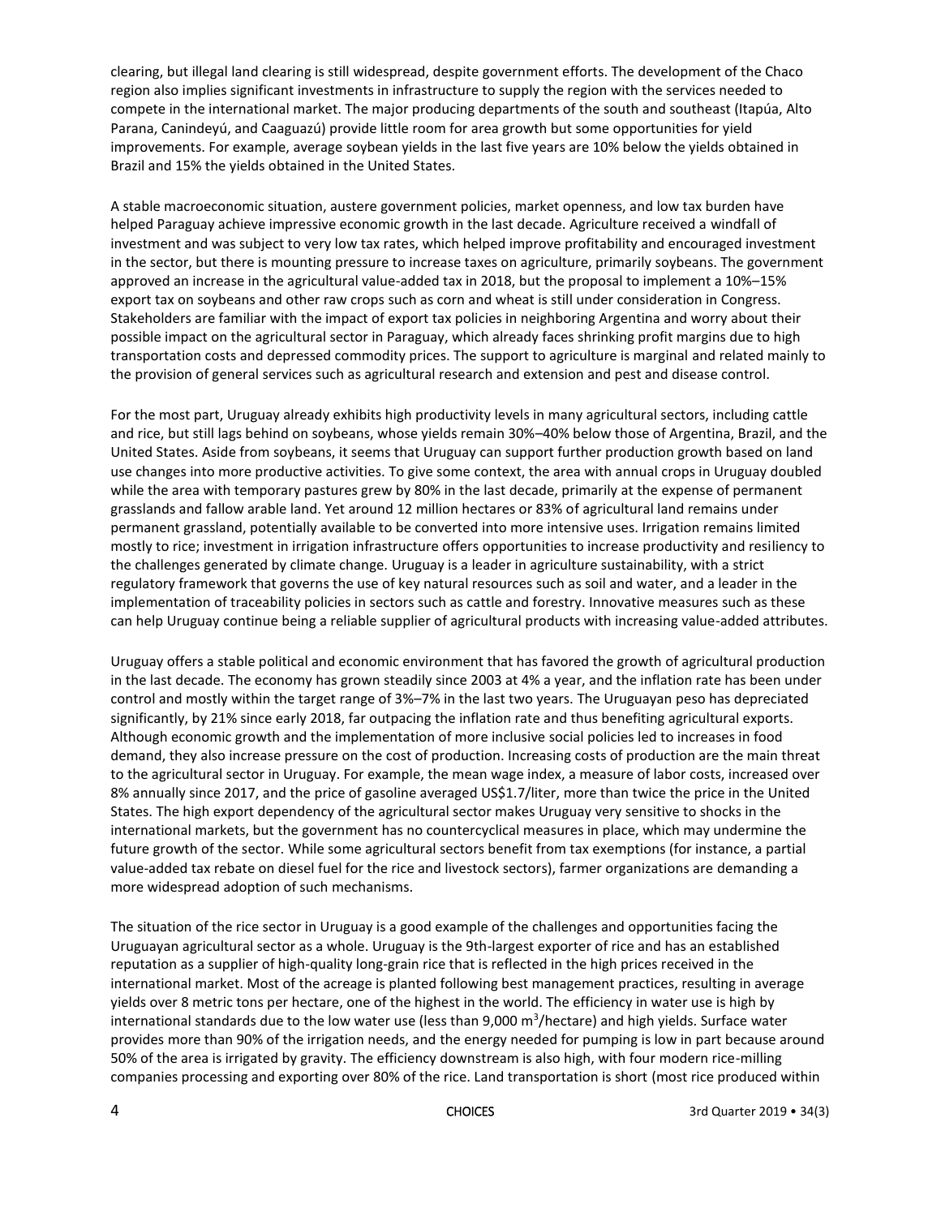clearing, but illegal land clearing is still widespread, despite government efforts. The development of the Chaco region also implies significant investments in infrastructure to supply the region with the services needed to compete in the international market. The major producing departments of the south and southeast (Itapúa, Alto Parana, Canindeyú, and Caaguazú) provide little room for area growth but some opportunities for yield improvements. For example, average soybean yields in the last five years are 10% below the yields obtained in Brazil and 15% the yields obtained in the United States.

A stable macroeconomic situation, austere government policies, market openness, and low tax burden have helped Paraguay achieve impressive economic growth in the last decade. Agriculture received a windfall of investment and was subject to very low tax rates, which helped improve profitability and encouraged investment in the sector, but there is mounting pressure to increase taxes on agriculture, primarily soybeans. The government approved an increase in the agricultural value-added tax in 2018, but the proposal to implement a 10%–15% export tax on soybeans and other raw crops such as corn and wheat is still under consideration in Congress. Stakeholders are familiar with the impact of export tax policies in neighboring Argentina and worry about their possible impact on the agricultural sector in Paraguay, which already faces shrinking profit margins due to high transportation costs and depressed commodity prices. The support to agriculture is marginal and related mainly to the provision of general services such as agricultural research and extension and pest and disease control.

For the most part, Uruguay already exhibits high productivity levels in many agricultural sectors, including cattle and rice, but still lags behind on soybeans, whose yields remain 30%–40% below those of Argentina, Brazil, and the United States. Aside from soybeans, it seems that Uruguay can support further production growth based on land use changes into more productive activities. To give some context, the area with annual crops in Uruguay doubled while the area with temporary pastures grew by 80% in the last decade, primarily at the expense of permanent grasslands and fallow arable land. Yet around 12 million hectares or 83% of agricultural land remains under permanent grassland, potentially available to be converted into more intensive uses. Irrigation remains limited mostly to rice; investment in irrigation infrastructure offers opportunities to increase productivity and resiliency to the challenges generated by climate change. Uruguay is a leader in agriculture sustainability, with a strict regulatory framework that governs the use of key natural resources such as soil and water, and a leader in the implementation of traceability policies in sectors such as cattle and forestry. Innovative measures such as these can help Uruguay continue being a reliable supplier of agricultural products with increasing value-added attributes.

Uruguay offers a stable political and economic environment that has favored the growth of agricultural production in the last decade. The economy has grown steadily since 2003 at 4% a year, and the inflation rate has been under control and mostly within the target range of 3%–7% in the last two years. The Uruguayan peso has depreciated significantly, by 21% since early 2018, far outpacing the inflation rate and thus benefiting agricultural exports. Although economic growth and the implementation of more inclusive social policies led to increases in food demand, they also increase pressure on the cost of production. Increasing costs of production are the main threat to the agricultural sector in Uruguay. For example, the mean wage index, a measure of labor costs, increased over 8% annually since 2017, and the price of gasoline averaged US$1.7/liter, more than twice the price in the United States. The high export dependency of the agricultural sector makes Uruguay very sensitive to shocks in the international markets, but the government has no countercyclical measures in place, which may undermine the future growth of the sector. While some agricultural sectors benefit from tax exemptions (for instance, a partial value-added tax rebate on diesel fuel for the rice and livestock sectors), farmer organizations are demanding a more widespread adoption of such mechanisms.

The situation of the rice sector in Uruguay is a good example of the challenges and opportunities facing the Uruguayan agricultural sector as a whole. Uruguay is the 9th-largest exporter of rice and has an established reputation as a supplier of high-quality long-grain rice that is reflected in the high prices received in the international market. Most of the acreage is planted following best management practices, resulting in average yields over 8 metric tons per hectare, one of the highest in the world. The efficiency in water use is high by international standards due to the low water use (less than 9,000 $m^3$/hectare) and high yields. Surface water provides more than 90% of the irrigation needs, and the energy needed for pumping is low in part because around 50% of the area is irrigated by gravity. The efficiency downstream is also high, with four modern rice-milling companies processing and exporting over 80% of the rice. Land transportation is short (most rice produced within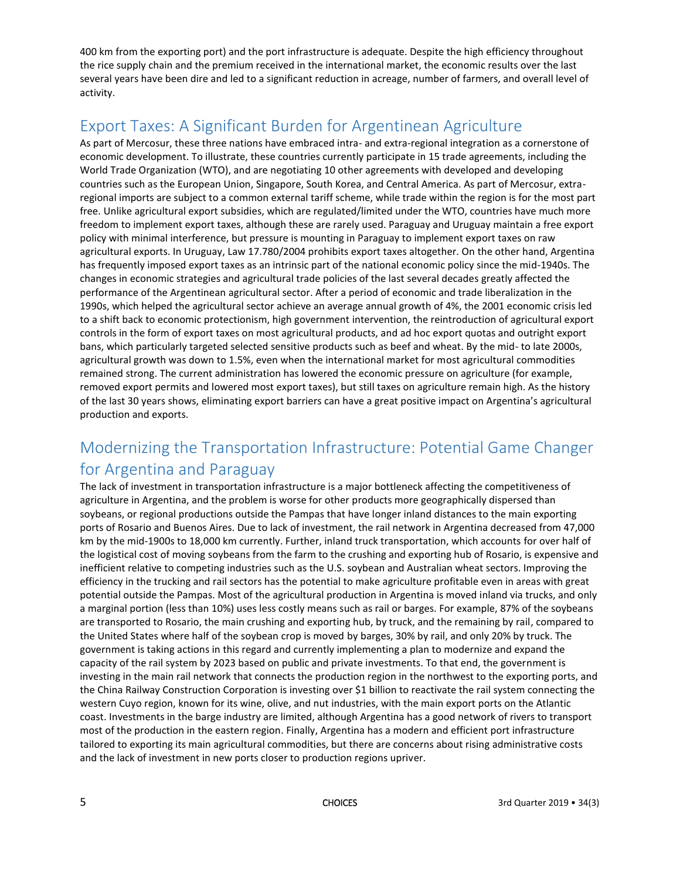400 km from the exporting port) and the port infrastructure is adequate. Despite the high efficiency throughout the rice supply chain and the premium received in the international market, the economic results over the last several years have been dire and led to a significant reduction in acreage, number of farmers, and overall level of activity.

## Export Taxes: A Significant Burden for Argentinean Agriculture

As part of Mercosur, these three nations have embraced intra- and extra-regional integration as a cornerstone of economic development. To illustrate, these countries currently participate in 15 trade agreements, including the World Trade Organization (WTO), and are negotiating 10 other agreements with developed and developing countries such as the European Union, Singapore, South Korea, and Central America. As part of Mercosur, extra-regional imports are subject to a common external tariff scheme, while trade within the region is for the most part free. Unlike agricultural export subsidies, which are regulated/limited under the WTO, countries have much more freedom to implement export taxes, although these are rarely used. Paraguay and Uruguay maintain a free export policy with minimal interference, but pressure is mounting in Paraguay to implement export taxes on raw agricultural exports. In Uruguay, Law 17.780/2004 prohibits export taxes altogether. On the other hand, Argentina has frequently imposed export taxes as an intrinsic part of the national economic policy since the mid-1940s. The changes in economic strategies and agricultural trade policies of the last several decades greatly affected the performance of the Argentinean agricultural sector. After a period of economic and trade liberalization in the 1990s, which helped the agricultural sector achieve an average annual growth of 4%, the 2001 economic crisis led to a shift back to economic protectionism, high government intervention, the reintroduction of agricultural export controls in the form of export taxes on most agricultural products, and ad hoc export quotas and outright export bans, which particularly targeted selected sensitive products such as beef and wheat. By the mid- to late 2000s, agricultural growth was down to 1.5%, even when the international market for most agricultural commodities remained strong. The current administration has lowered the economic pressure on agriculture (for example, removed export permits and lowered most export taxes), but still taxes on agriculture remain high. As the history of the last 30 years shows, eliminating export barriers can have a great positive impact on Argentina's agricultural production and exports.

## Modernizing the Transportation Infrastructure: Potential Game Changer for Argentina and Paraguay

The lack of investment in transportation infrastructure is a major bottleneck affecting the competitiveness of agriculture in Argentina, and the problem is worse for other products more geographically dispersed than soybeans, or regional productions outside the Pampas that have longer inland distances to the main exporting ports of Rosario and Buenos Aires. Due to lack of investment, the rail network in Argentina decreased from 47,000 km by the mid-1900s to 18,000 km currently. Further, inland truck transportation, which accounts for over half of the logistical cost of moving soybeans from the farm to the crushing and exporting hub of Rosario, is expensive and inefficient relative to competing industries such as the U.S. soybean and Australian wheat sectors. Improving the efficiency in the trucking and rail sectors has the potential to make agriculture profitable even in areas with great potential outside the Pampas. Most of the agricultural production in Argentina is moved inland via trucks, and only a marginal portion (less than 10%) uses less costly means such as rail or barges. For example, 87% of the soybeans are transported to Rosario, the main crushing and exporting hub, by truck, and the remaining by rail, compared to the United States where half of the soybean crop is moved by barges, 30% by rail, and only 20% by truck. The government is taking actions in this regard and currently implementing a plan to modernize and expand the capacity of the rail system by 2023 based on public and private investments. To that end, the government is investing in the main rail network that connects the production region in the northwest to the exporting ports, and the China Railway Construction Corporation is investing over $1 billion to reactivate the rail system connecting the western Cuyo region, known for its wine, olive, and nut industries, with the main export ports on the Atlantic coast. Investments in the barge industry are limited, although Argentina has a good network of rivers to transport most of the production in the eastern region. Finally, Argentina has a modern and efficient port infrastructure tailored to exporting its main agricultural commodities, but there are concerns about rising administrative costs and the lack of investment in new ports closer to production regions upriver.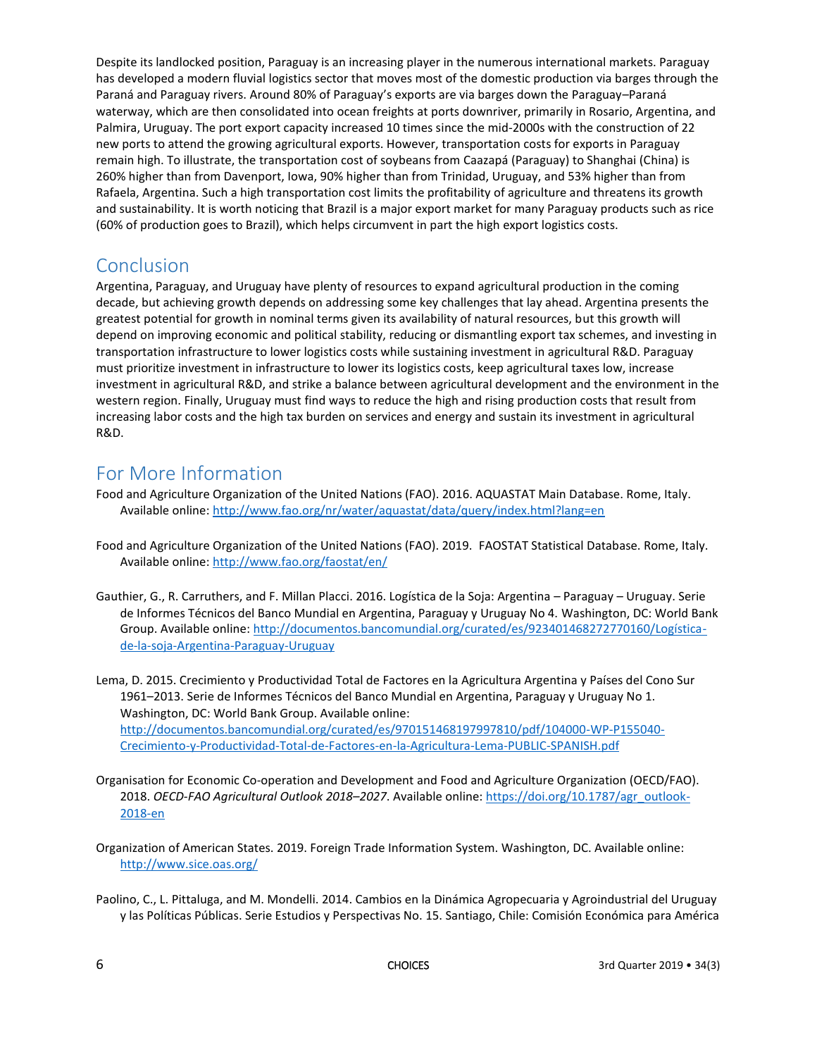Despite its landlocked position, Paraguay is an increasing player in the numerous international markets. Paraguay has developed a modern fluvial logistics sector that moves most of the domestic production via barges through the Paraná and Paraguay rivers. Around 80% of Paraguay's exports are via barges down the Paraguay–Paraná waterway, which are then consolidated into ocean freights at ports downriver, primarily in Rosario, Argentina, and Palmira, Uruguay. The port export capacity increased 10 times since the mid-2000s with the construction of 22 new ports to attend the growing agricultural exports. However, transportation costs for exports in Paraguay remain high. To illustrate, the transportation cost of soybeans from Caazapá (Paraguay) to Shanghai (China) is 260% higher than from Davenport, Iowa, 90% higher than from Trinidad, Uruguay, and 53% higher than from Rafaela, Argentina. Such a high transportation cost limits the profitability of agriculture and threatens its growth and sustainability. It is worth noticing that Brazil is a major export market for many Paraguay products such as rice (60% of production goes to Brazil), which helps circumvent in part the high export logistics costs.

## Conclusion

Argentina, Paraguay, and Uruguay have plenty of resources to expand agricultural production in the coming decade, but achieving growth depends on addressing some key challenges that lay ahead. Argentina presents the greatest potential for growth in nominal terms given its availability of natural resources, but this growth will depend on improving economic and political stability, reducing or dismantling export tax schemes, and investing in transportation infrastructure to lower logistics costs while sustaining investment in agricultural R&D. Paraguay must prioritize investment in infrastructure to lower its logistics costs, keep agricultural taxes low, increase investment in agricultural R&D, and strike a balance between agricultural development and the environment in the western region. Finally, Uruguay must find ways to reduce the high and rising production costs that result from increasing labor costs and the high tax burden on services and energy and sustain its investment in agricultural R&D.

## For More Information

Food and Agriculture Organization of the United Nations (FAO). 2016. AQUASTAT Main Database. Rome, Italy. Available online: http://www.fao.org/nr/water/aquastat/data/query/index.html?lang=en

Food and Agriculture Organization of the United Nations (FAO). 2019. FAOSTAT Statistical Database. Rome, Italy. Available online: http://www.fao.org/faostat/en/

Gauthier, G., R. Carruthers, and F. Millan Placci. 2016. Logística de la Soja: Argentina – Paraguay – Uruguay. Serie de Informes Técnicos del Banco Mundial en Argentina, Paraguay y Uruguay No 4. Washington, DC: World Bank Group. Available online: http://documentos.bancomundial.org/curated/es/923401468272770160/Logística-de-la-soja-Argentina-Paraguay-Uruguay

Lema, D. 2015. Crecimiento y Productividad Total de Factores en la Agricultura Argentina y Países del Cono Sur 1961–2013. Serie de Informes Técnicos del Banco Mundial en Argentina, Paraguay y Uruguay No 1. Washington, DC: World Bank Group. Available online: http://documentos.bancomundial.org/curated/es/970151468197997810/pdf/104000-WP-P155040-Crecimiento-y-Productividad-Total-de-Factores-en-la-Agricultura-Lema-PUBLIC-SPANISH.pdf

Organisation for Economic Co-operation and Development and Food and Agriculture Organization (OECD/FAO). 2018. *OECD-FAO Agricultural Outlook 2018–2027*. Available online: https://doi.org/10.1787/agr_outlook-2018-en

Organization of American States. 2019. Foreign Trade Information System. Washington, DC. Available online: http://www.sice.oas.org/

Paolino, C., L. Pittaluga, and M. Mondelli. 2014. Cambios en la Dinámica Agropecuaria y Agroindustrial del Uruguay y las Políticas Públicas. Serie Estudios y Perspectivas No. 15. Santiago, Chile: Comisión Económica para América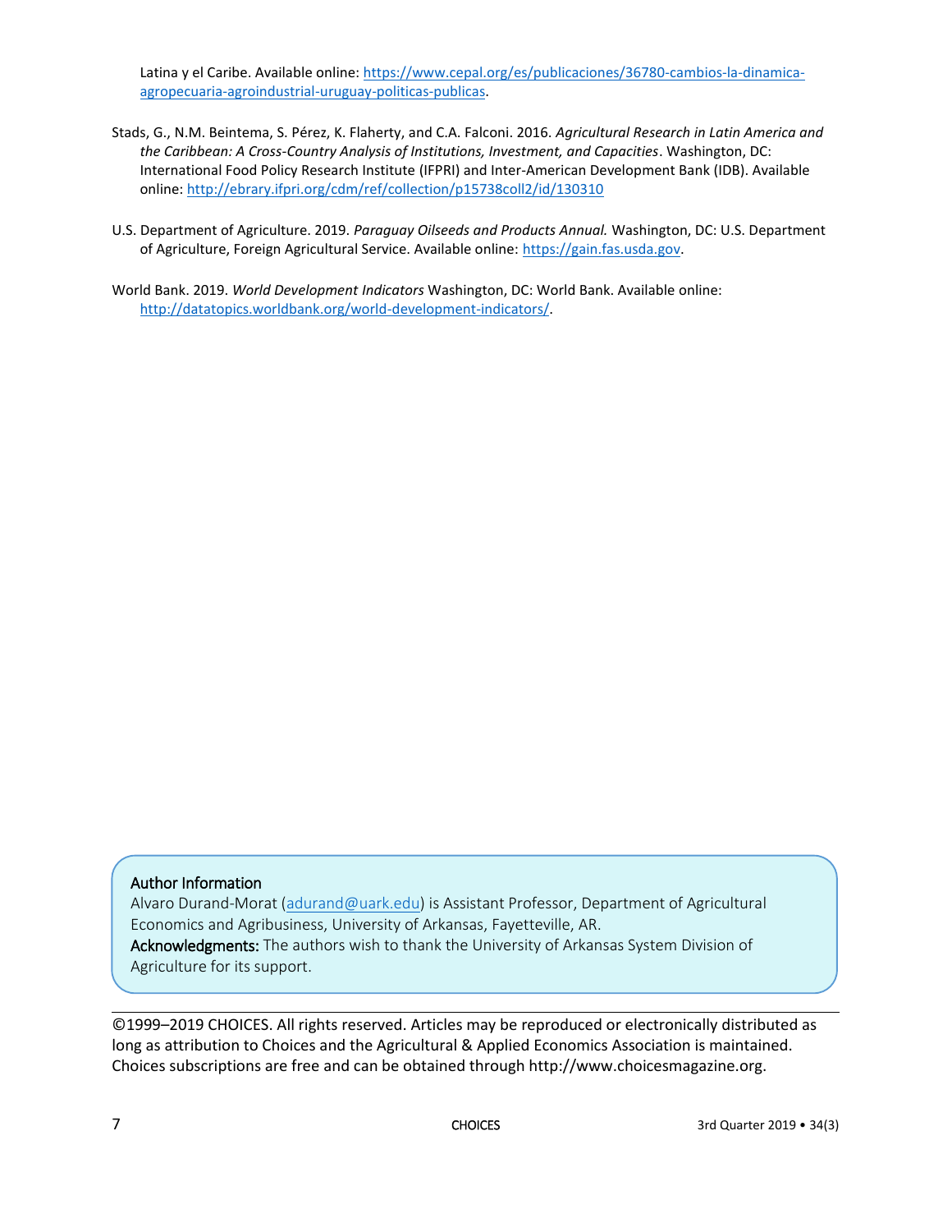Latina y el Caribe. Available online: https://www.cepal.org/es/publicaciones/36780-cambios-la-dinamica-agropecuaria-agroindustrial-uruguay-politicas-publicas.

Stads, G., N.M. Beintema, S. Pérez, K. Flaherty, and C.A. Falconi. 2016. *Agricultural Research in Latin America and the Caribbean: A Cross-Country Analysis of Institutions, Investment, and Capacities*. Washington, DC: International Food Policy Research Institute (IFPRI) and Inter-American Development Bank (IDB). Available online: http://ebrary.ifpri.org/cdm/ref/collection/p15738coll2/id/130310

U.S. Department of Agriculture. 2019. *Paraguay Oilseeds and Products Annual.* Washington, DC: U.S. Department of Agriculture, Foreign Agricultural Service. Available online: https://gain.fas.usda.gov.

World Bank. 2019. *World Development Indicators* Washington, DC: World Bank. Available online: http://datatopics.worldbank.org/world-development-indicators/.

**Author Information**

Alvaro Durand-Morat (adurand@uark.edu) is Assistant Professor, Department of Agricultural Economics and Agribusiness, University of Arkansas, Fayetteville, AR.

**Acknowledgments:** The authors wish to thank the University of Arkansas System Division of Agriculture for its support.

©1999–2019 CHOICES. All rights reserved. Articles may be reproduced or electronically distributed as long as attribution to Choices and the Agricultural & Applied Economics Association is maintained. Choices subscriptions are free and can be obtained through http://www.choicesmagazine.org.